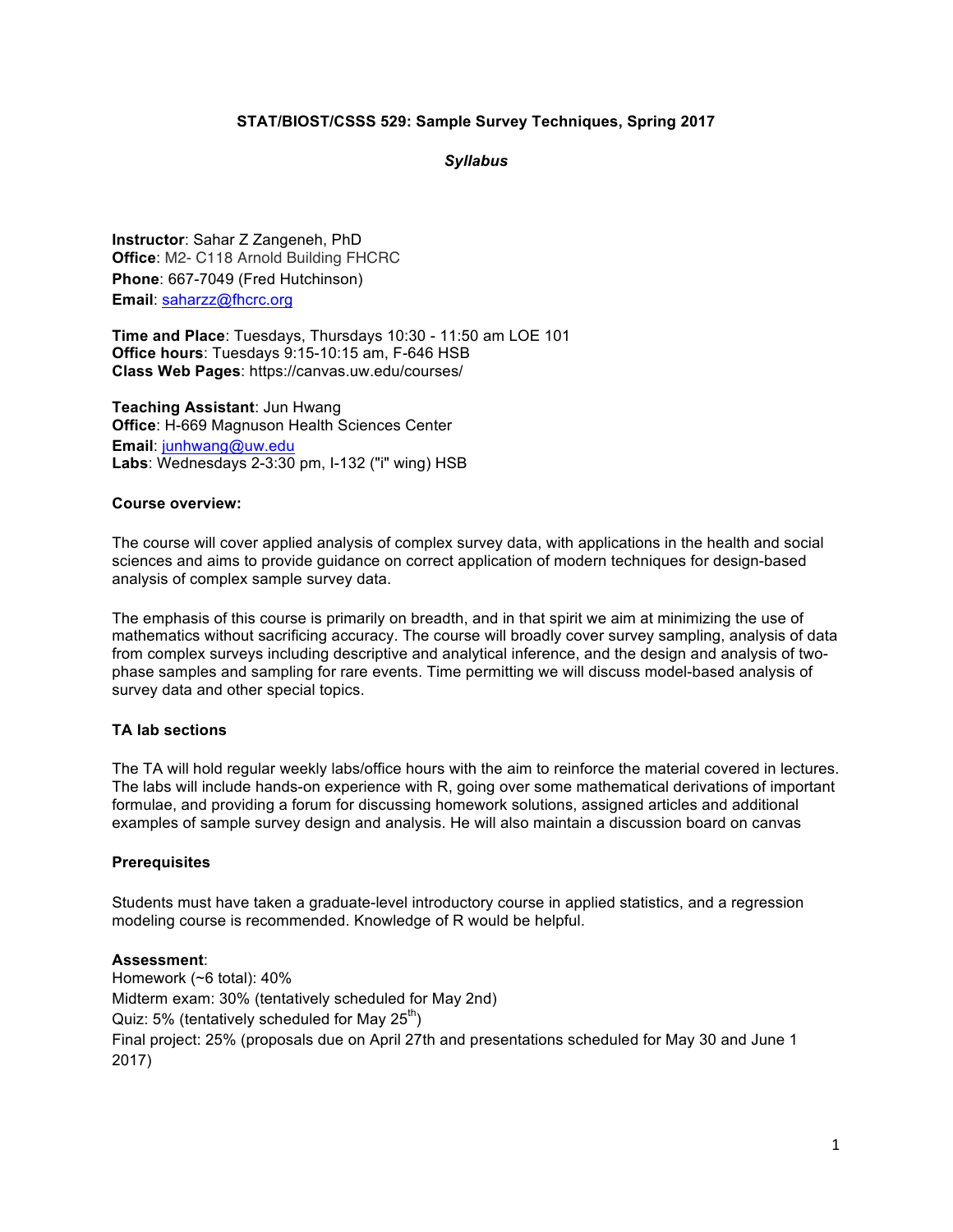**STAT/BIOST/CSSS 529: Sample Survey Techniques, Spring 2017**

***Syllabus***

**Instructor**: Sahar Z Zangeneh, PhD
**Office**: M2- C118 Arnold Building FHCRC
**Phone**: 667-7049 (Fred Hutchinson)
**Email**: saharzz@fhcrc.org

**Time and Place**: Tuesdays, Thursdays 10:30 - 11:50 am LOE 101
**Office hours**: Tuesdays 9:15-10:15 am, F-646 HSB
**Class Web Pages**: https://canvas.uw.edu/courses/

**Teaching Assistant**: Jun Hwang
**Office**: H-669 Magnuson Health Sciences Center
**Email**: junhwang@uw.edu
**Labs**: Wednesdays 2-3:30 pm, I-132 ("i" wing) HSB

**Course overview:**

The course will cover applied analysis of complex survey data, with applications in the health and social sciences and aims to provide guidance on correct application of modern techniques for design-based analysis of complex sample survey data.

The emphasis of this course is primarily on breadth, and in that spirit we aim at minimizing the use of mathematics without sacrificing accuracy. The course will broadly cover survey sampling, analysis of data from complex surveys including descriptive and analytical inference, and the design and analysis of two-phase samples and sampling for rare events. Time permitting we will discuss model-based analysis of survey data and other special topics.

**TA lab sections**

The TA will hold regular weekly labs/office hours with the aim to reinforce the material covered in lectures. The labs will include hands-on experience with R, going over some mathematical derivations of important formulae, and providing a forum for discussing homework solutions, assigned articles and additional examples of sample survey design and analysis. He will also maintain a discussion board on canvas

**Prerequisites**

Students must have taken a graduate-level introductory course in applied statistics, and a regression modeling course is recommended. Knowledge of R would be helpful.

**Assessment**:
Homework (~6 total): 40%
Midterm exam: 30% (tentatively scheduled for May 2nd)
Quiz: 5% (tentatively scheduled for May 25th)
Final project: 25% (proposals due on April 27th and presentations scheduled for May 30 and June 1 2017)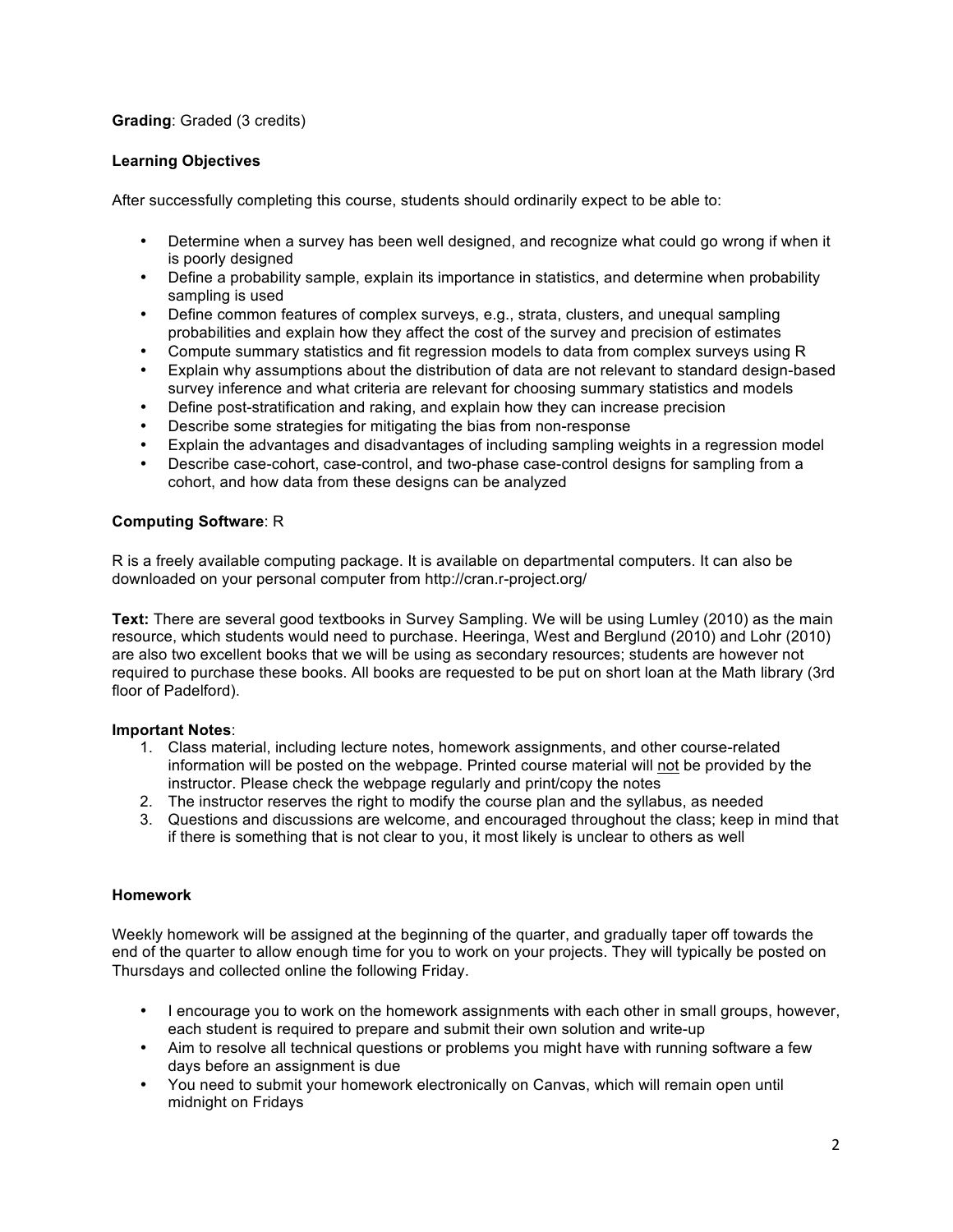**Grading**: Graded (3 credits)

**Learning Objectives**

After successfully completing this course, students should ordinarily expect to be able to:

- Determine when a survey has been well designed, and recognize what could go wrong if when it is poorly designed
- Define a probability sample, explain its importance in statistics, and determine when probability sampling is used
- Define common features of complex surveys, e.g., strata, clusters, and unequal sampling probabilities and explain how they affect the cost of the survey and precision of estimates
- Compute summary statistics and fit regression models to data from complex surveys using R
- Explain why assumptions about the distribution of data are not relevant to standard design-based survey inference and what criteria are relevant for choosing summary statistics and models
- Define post-stratification and raking, and explain how they can increase precision
- Describe some strategies for mitigating the bias from non-response
- Explain the advantages and disadvantages of including sampling weights in a regression model
- Describe case-cohort, case-control, and two-phase case-control designs for sampling from a cohort, and how data from these designs can be analyzed

**Computing Software**: R

R is a freely available computing package. It is available on departmental computers. It can also be downloaded on your personal computer from http://cran.r-project.org/

**Text:** There are several good textbooks in Survey Sampling. We will be using Lumley (2010) as the main resource, which students would need to purchase. Heeringa, West and Berglund (2010) and Lohr (2010) are also two excellent books that we will be using as secondary resources; students are however not required to purchase these books. All books are requested to be put on short loan at the Math library (3rd floor of Padelford).

**Important Notes**:

1. Class material, including lecture notes, homework assignments, and other course-related information will be posted on the webpage. Printed course material will not be provided by the instructor. Please check the webpage regularly and print/copy the notes
2. The instructor reserves the right to modify the course plan and the syllabus, as needed
3. Questions and discussions are welcome, and encouraged throughout the class; keep in mind that if there is something that is not clear to you, it most likely is unclear to others as well

**Homework**

Weekly homework will be assigned at the beginning of the quarter, and gradually taper off towards the end of the quarter to allow enough time for you to work on your projects. They will typically be posted on Thursdays and collected online the following Friday.

- I encourage you to work on the homework assignments with each other in small groups, however, each student is required to prepare and submit their own solution and write-up
- Aim to resolve all technical questions or problems you might have with running software a few days before an assignment is due
- You need to submit your homework electronically on Canvas, which will remain open until midnight on Fridays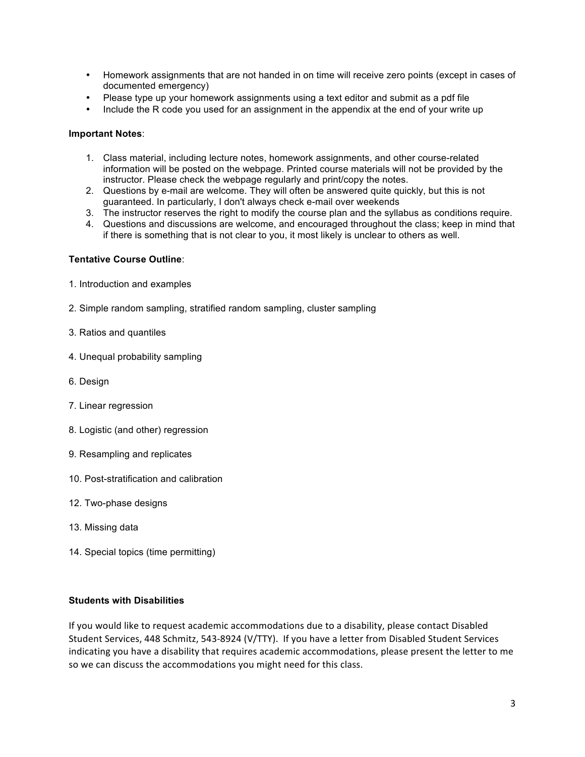- Homework assignments that are not handed in on time will receive zero points (except in cases of documented emergency)
- Please type up your homework assignments using a text editor and submit as a pdf file
- Include the R code you used for an assignment in the appendix at the end of your write up

**Important Notes**:

1. Class material, including lecture notes, homework assignments, and other course-related information will be posted on the webpage. Printed course materials will not be provided by the instructor. Please check the webpage regularly and print/copy the notes.
2. Questions by e-mail are welcome. They will often be answered quite quickly, but this is not guaranteed. In particularly, I don't always check e-mail over weekends
3. The instructor reserves the right to modify the course plan and the syllabus as conditions require.
4. Questions and discussions are welcome, and encouraged throughout the class; keep in mind that if there is something that is not clear to you, it most likely is unclear to others as well.

**Tentative Course Outline**:

1. Introduction and examples

2. Simple random sampling, stratified random sampling, cluster sampling

3. Ratios and quantiles

4. Unequal probability sampling

6. Design

7. Linear regression

8. Logistic (and other) regression

9. Resampling and replicates

10. Post-stratification and calibration

12. Two-phase designs

13. Missing data

14. Special topics (time permitting)

**Students with Disabilities**

If you would like to request academic accommodations due to a disability, please contact Disabled Student Services, 448 Schmitz, 543-8924 (V/TTY). If you have a letter from Disabled Student Services indicating you have a disability that requires academic accommodations, please present the letter to me so we can discuss the accommodations you might need for this class.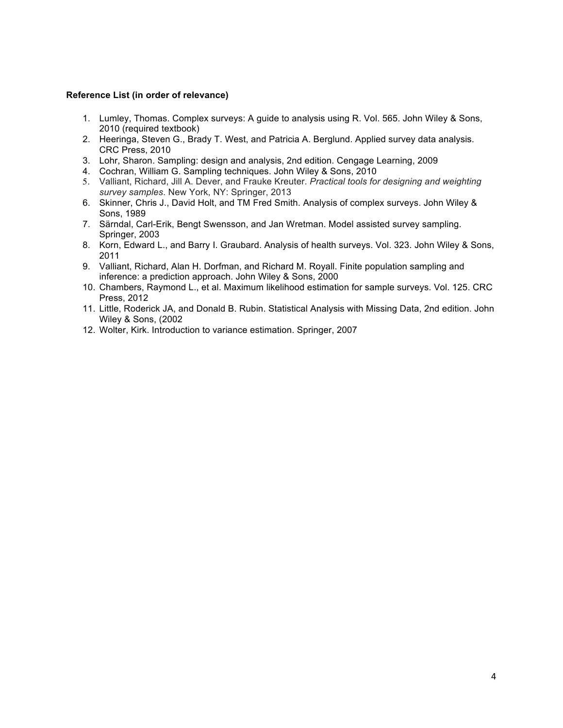**Reference List (in order of relevance)**

1. Lumley, Thomas. Complex surveys: A guide to analysis using R. Vol. 565. John Wiley & Sons, 2010 (required textbook)
2. Heeringa, Steven G., Brady T. West, and Patricia A. Berglund. Applied survey data analysis. CRC Press, 2010
3. Lohr, Sharon. Sampling: design and analysis, 2nd edition. Cengage Learning, 2009
4. Cochran, William G. Sampling techniques. John Wiley & Sons, 2010
5. Valliant, Richard, Jill A. Dever, and Frauke Kreuter. *Practical tools for designing and weighting survey samples*. New York, NY: Springer, 2013
6. Skinner, Chris J., David Holt, and TM Fred Smith. Analysis of complex surveys. John Wiley & Sons, 1989
7. Särndal, Carl-Erik, Bengt Swensson, and Jan Wretman. Model assisted survey sampling. Springer, 2003
8. Korn, Edward L., and Barry I. Graubard. Analysis of health surveys. Vol. 323. John Wiley & Sons, 2011
9. Valliant, Richard, Alan H. Dorfman, and Richard M. Royall. Finite population sampling and inference: a prediction approach. John Wiley & Sons, 2000
10. Chambers, Raymond L., et al. Maximum likelihood estimation for sample surveys. Vol. 125. CRC Press, 2012
11. Little, Roderick JA, and Donald B. Rubin. Statistical Analysis with Missing Data, 2nd edition. John Wiley & Sons, (2002
12. Wolter, Kirk. Introduction to variance estimation. Springer, 2007